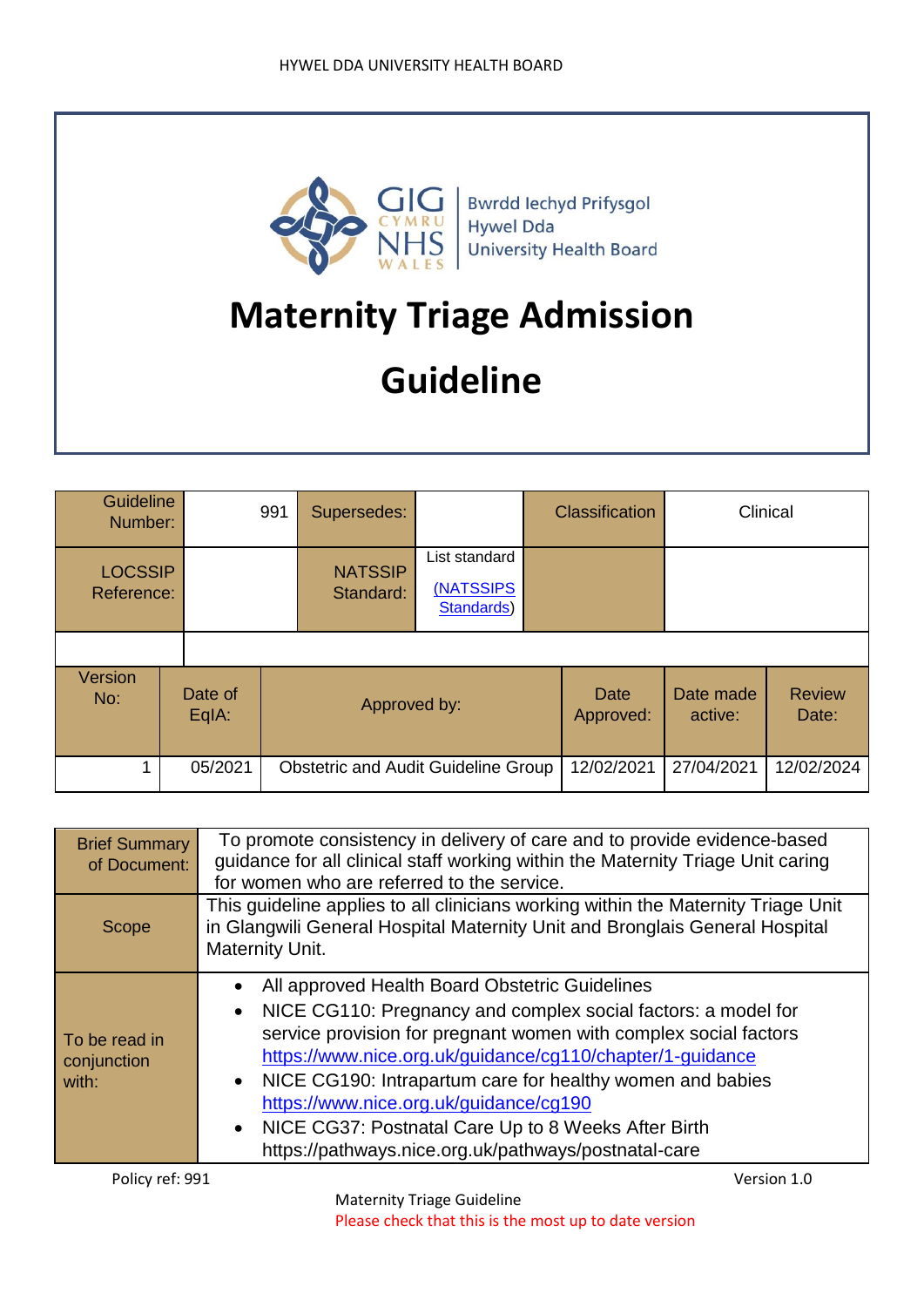HYWEL DDA UNIVERSITY HEALTH BOARD

GIG CYMRU NHS WALES | Bwrdd Iechyd Prifysgol Hywel Dda University Health Board

# Maternity Triage Admission Guideline

| Guideline Number: | 991 | Supersedes: | | Classification | Clinical |
|---|---|---|---|---|---|
| LOCSSIP Reference: | | NATSSIP Standard: | List standard (NATSSIPS Standards) | | |
| | | | | | |

| Version No: | Date of EqIA: | Approved by: | Date Approved: | Date made active: | Review Date: |
|---|---|---|---|---|---|
| 1 | 05/2021 | Obstetric and Audit Guideline Group | 12/02/2021 | 27/04/2021 | 12/02/2024 |

| | |
|---|---|
| Brief Summary of Document: | To promote consistency in delivery of care and to provide evidence-based guidance for all clinical staff working within the Maternity Triage Unit caring for women who are referred to the service. |
| Scope | This guideline applies to all clinicians working within the Maternity Triage Unit in Glangwili General Hospital Maternity Unit and Bronglais General Hospital Maternity Unit. |
| To be read in conjunction with: | • All approved Health Board Obstetric Guidelines<br>• NICE CG110: Pregnancy and complex social factors: a model for service provision for pregnant women with complex social factors https://www.nice.org.uk/guidance/cg110/chapter/1-guidance<br>• NICE CG190: Intrapartum care for healthy women and babies https://www.nice.org.uk/guidance/cg190<br>• NICE CG37: Postnatal Care Up to 8 Weeks After Birth https://pathways.nice.org.uk/pathways/postnatal-care |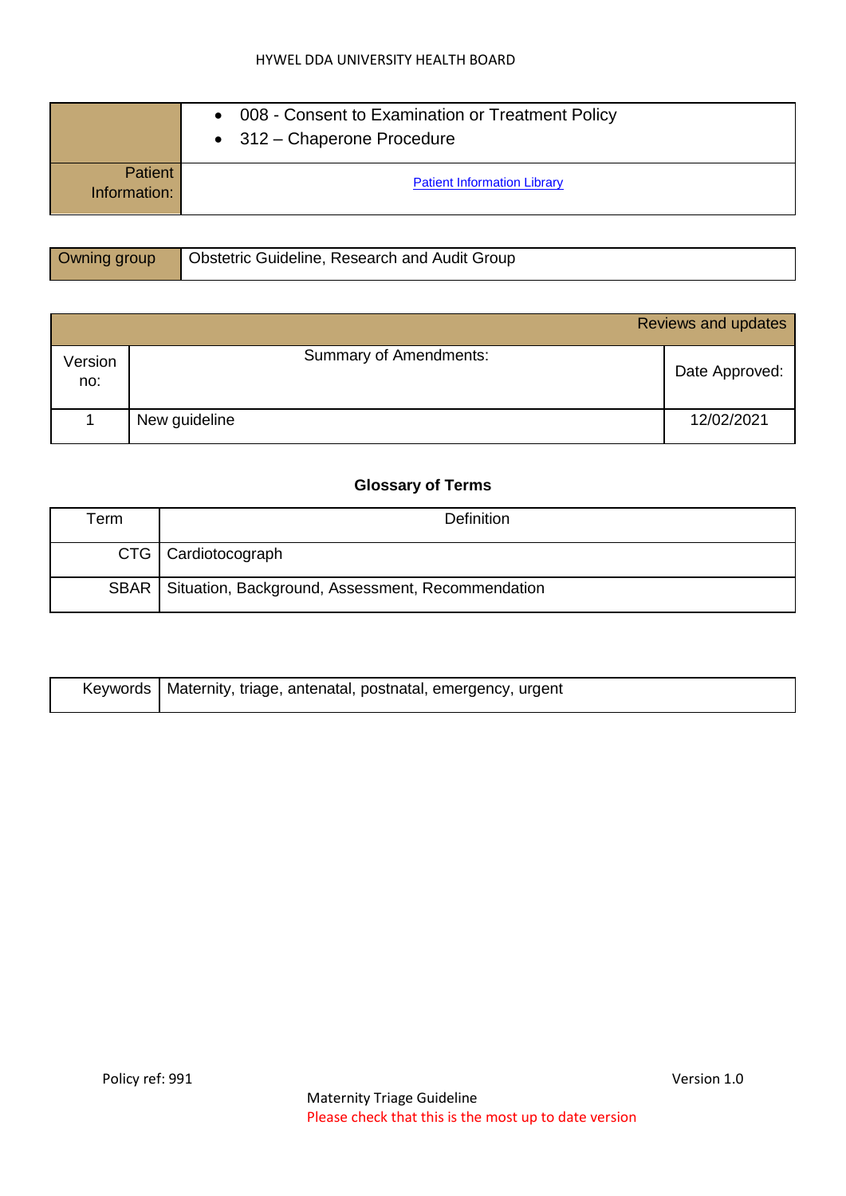| | |
|---|---|
| | • 008 - Consent to Examination or Treatment Policy<br>• 312 – Chaperone Procedure |
| Patient Information: | Patient Information Library |

| Owning group | Obstetric Guideline, Research and Audit Group |
|---|---|

| Reviews and updates | | |
|---|---|---|
| Version no: | Summary of Amendments: | Date Approved: |
| 1 | New guideline | 12/02/2021 |

**Glossary of Terms**

| Term | Definition |
|---|---|
| CTG | Cardiotocograph |
| SBAR | Situation, Background, Assessment, Recommendation |

| Keywords | Maternity, triage, antenatal, postnatal, emergency, urgent |
|---|---|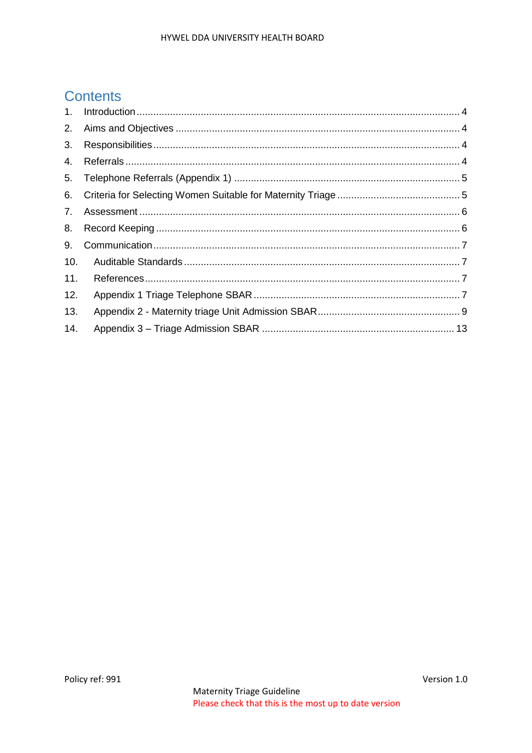## Contents

1. Introduction ........................................ 4
2. Aims and Objectives ........................................ 4
3. Responsibilities ........................................ 4
4. Referrals ........................................ 4
5. Telephone Referrals (Appendix 1) ........................................ 5
6. Criteria for Selecting Women Suitable for Maternity Triage ........................................ 5
7. Assessment ........................................ 6
8. Record Keeping ........................................ 6
9. Communication ........................................ 7
10. Auditable Standards ........................................ 7
11. References ........................................ 7
12. Appendix 1 Triage Telephone SBAR ........................................ 7
13. Appendix 2 - Maternity triage Unit Admission SBAR ........................................ 9
14. Appendix 3 – Triage Admission SBAR ........................................ 13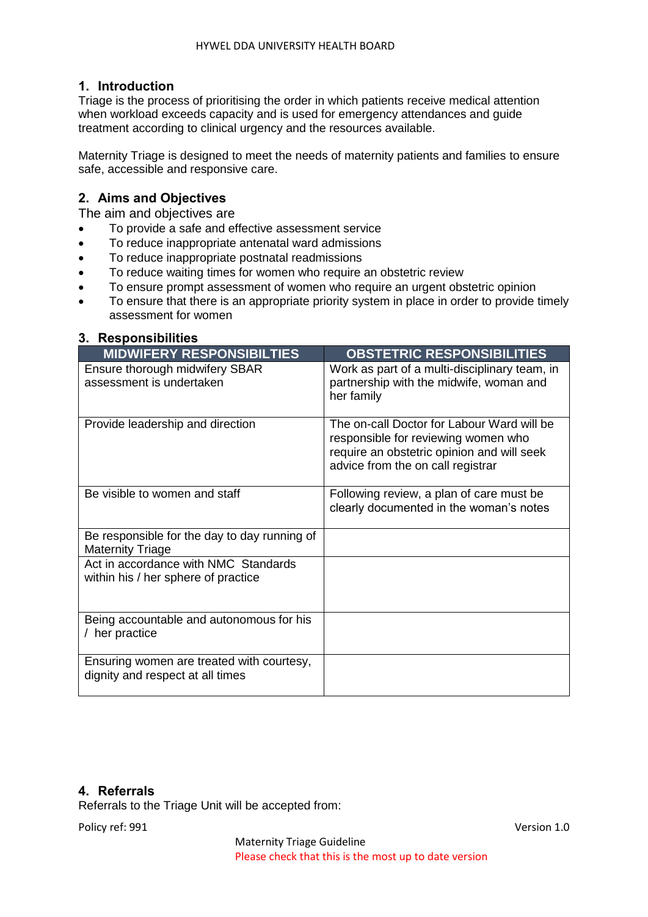## 1. Introduction

Triage is the process of prioritising the order in which patients receive medical attention when workload exceeds capacity and is used for emergency attendances and guide treatment according to clinical urgency and the resources available.

Maternity Triage is designed to meet the needs of maternity patients and families to ensure safe, accessible and responsive care.

## 2. Aims and Objectives

The aim and objectives are

- To provide a safe and effective assessment service
- To reduce inappropriate antenatal ward admissions
- To reduce inappropriate postnatal readmissions
- To reduce waiting times for women who require an obstetric review
- To ensure prompt assessment of women who require an urgent obstetric opinion
- To ensure that there is an appropriate priority system in place in order to provide timely assessment for women

## 3. Responsibilities

| MIDWIFERY RESPONSIBILTIES | OBSTETRIC RESPONSIBILITIES |
|---|---|
| Ensure thorough midwifery SBAR assessment is undertaken | Work as part of a multi-disciplinary team, in partnership with the midwife, woman and her family |
| Provide leadership and direction | The on-call Doctor for Labour Ward will be responsible for reviewing women who require an obstetric opinion and will seek advice from the on call registrar |
| Be visible to women and staff | Following review, a plan of care must be clearly documented in the woman's notes |
| Be responsible for the day to day running of Maternity Triage | |
| Act in accordance with NMC Standards within his / her sphere of practice | |
| Being accountable and autonomous for his / her practice | |
| Ensuring women are treated with courtesy, dignity and respect at all times | |

## 4. Referrals

Referrals to the Triage Unit will be accepted from: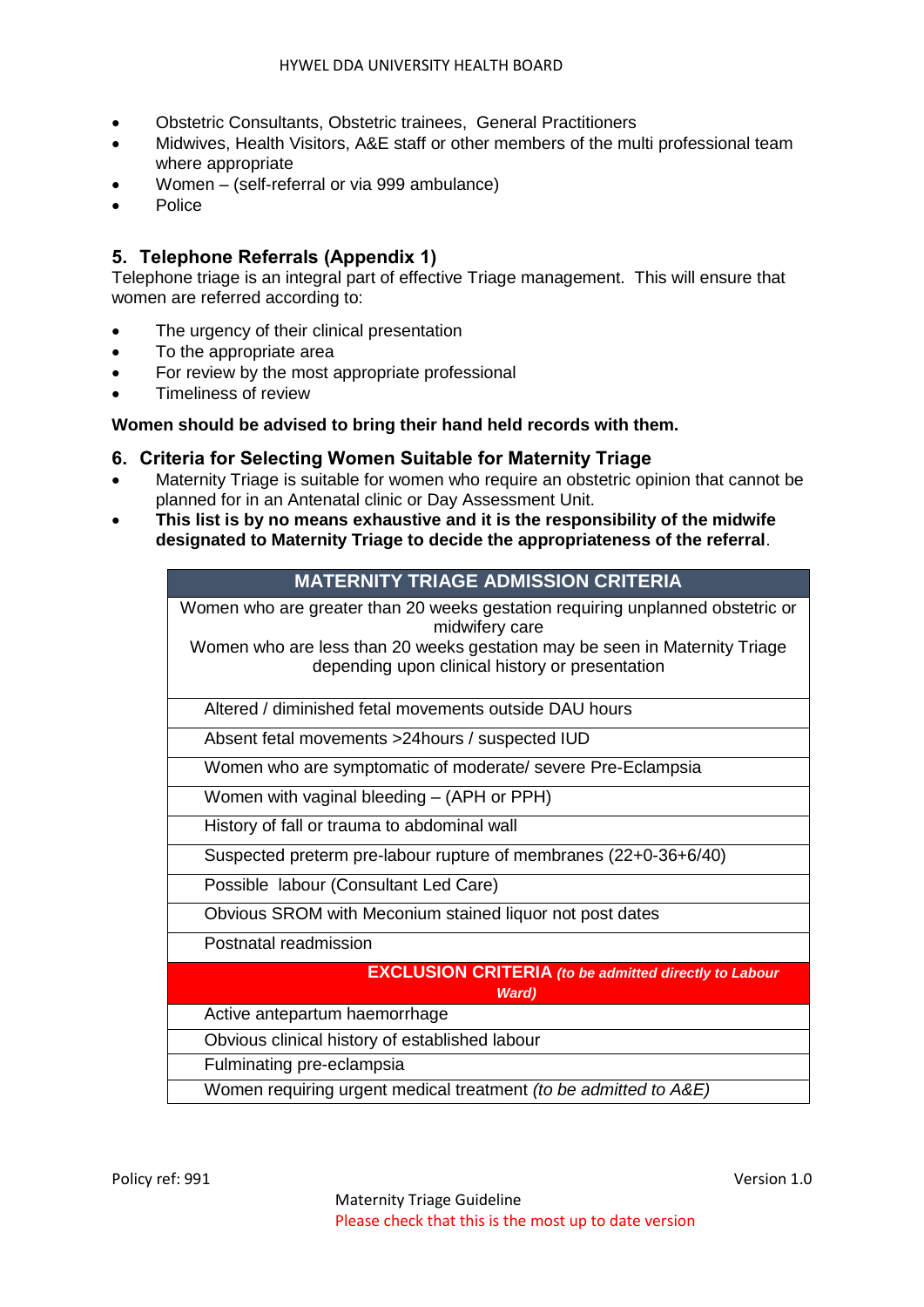- Obstetric Consultants, Obstetric trainees, General Practitioners
- Midwives, Health Visitors, A&E staff or other members of the multi professional team where appropriate
- Women – (self-referral or via 999 ambulance)
- Police

## 5. Telephone Referrals (Appendix 1)

Telephone triage is an integral part of effective Triage management. This will ensure that women are referred according to:

- The urgency of their clinical presentation
- To the appropriate area
- For review by the most appropriate professional
- Timeliness of review

**Women should be advised to bring their hand held records with them.**

## 6. Criteria for Selecting Women Suitable for Maternity Triage

- Maternity Triage is suitable for women who require an obstetric opinion that cannot be planned for in an Antenatal clinic or Day Assessment Unit.
- **This list is by no means exhaustive and it is the responsibility of the midwife designated to Maternity Triage to decide the appropriateness of the referral**.

| **MATERNITY TRIAGE ADMISSION CRITERIA** |
|---|
| Women who are greater than 20 weeks gestation requiring unplanned obstetric or midwifery care<br>Women who are less than 20 weeks gestation may be seen in Maternity Triage depending upon clinical history or presentation |
| Altered / diminished fetal movements outside DAU hours |
| Absent fetal movements >24hours / suspected IUD |
| Women who are symptomatic of moderate/ severe Pre-Eclampsia |
| Women with vaginal bleeding – (APH or PPH) |
| History of fall or trauma to abdominal wall |
| Suspected preterm pre-labour rupture of membranes (22+0-36+6/40) |
| Possible labour (Consultant Led Care) |
| Obvious SROM with Meconium stained liquor not post dates |
| Postnatal readmission |
| **EXCLUSION CRITERIA** ***(to be admitted directly to Labour Ward)*** |
| Active antepartum haemorrhage |
| Obvious clinical history of established labour |
| Fulminating pre-eclampsia |
| Women requiring urgent medical treatment *(to be admitted to A&E)* |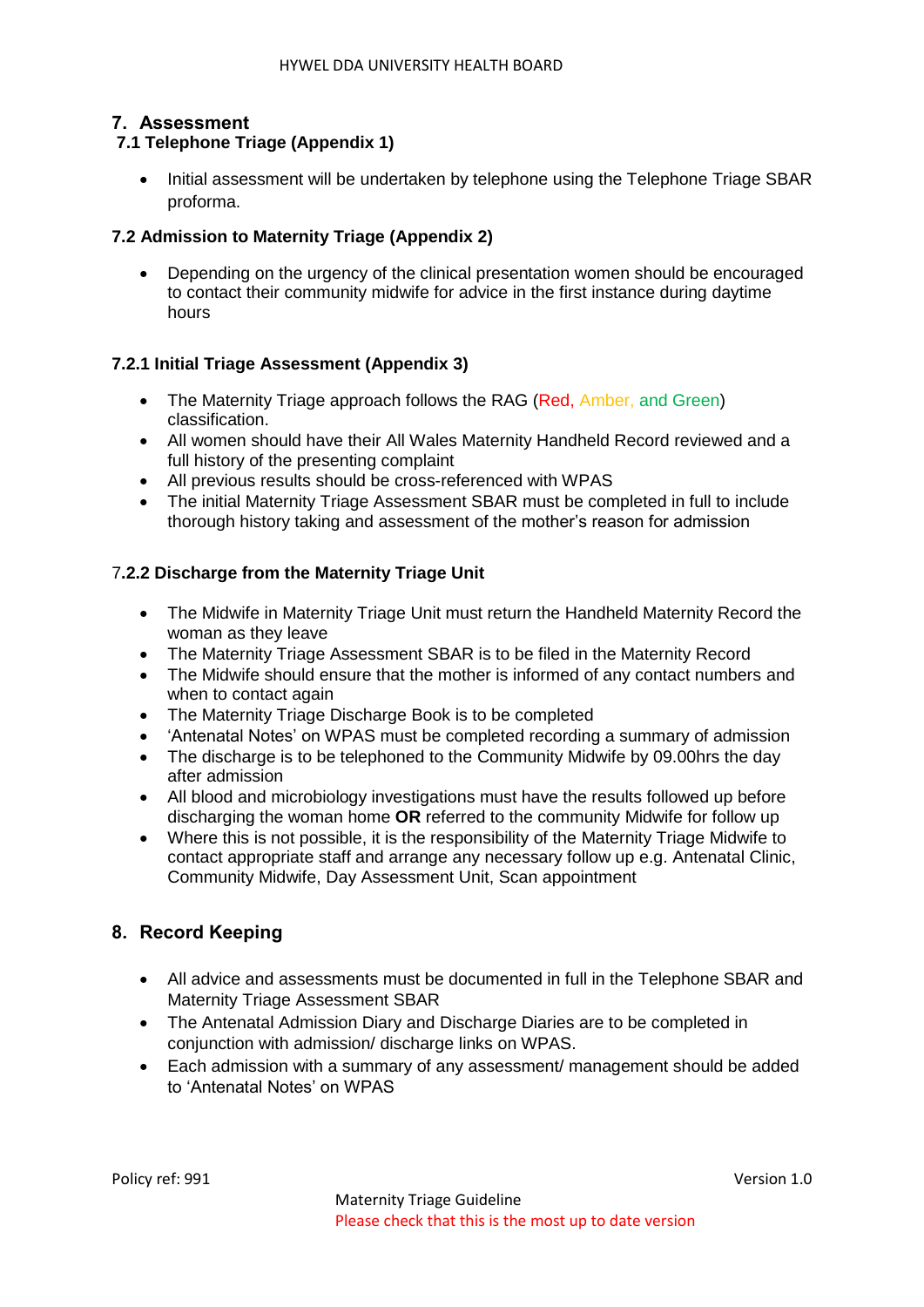## 7. Assessment

### 7.1 Telephone Triage (Appendix 1)

- Initial assessment will be undertaken by telephone using the Telephone Triage SBAR proforma.

### 7.2 Admission to Maternity Triage (Appendix 2)

- Depending on the urgency of the clinical presentation women should be encouraged to contact their community midwife for advice in the first instance during daytime hours

#### 7.2.1 Initial Triage Assessment (Appendix 3)

- The Maternity Triage approach follows the RAG (Red, Amber, and Green) classification.
- All women should have their All Wales Maternity Handheld Record reviewed and a full history of the presenting complaint
- All previous results should be cross-referenced with WPAS
- The initial Maternity Triage Assessment SBAR must be completed in full to include thorough history taking and assessment of the mother's reason for admission

#### 7.2.2 Discharge from the Maternity Triage Unit

- The Midwife in Maternity Triage Unit must return the Handheld Maternity Record the woman as they leave
- The Maternity Triage Assessment SBAR is to be filed in the Maternity Record
- The Midwife should ensure that the mother is informed of any contact numbers and when to contact again
- The Maternity Triage Discharge Book is to be completed
- 'Antenatal Notes' on WPAS must be completed recording a summary of admission
- The discharge is to be telephoned to the Community Midwife by 09.00hrs the day after admission
- All blood and microbiology investigations must have the results followed up before discharging the woman home **OR** referred to the community Midwife for follow up
- Where this is not possible, it is the responsibility of the Maternity Triage Midwife to contact appropriate staff and arrange any necessary follow up e.g. Antenatal Clinic, Community Midwife, Day Assessment Unit, Scan appointment

## 8. Record Keeping

- All advice and assessments must be documented in full in the Telephone SBAR and Maternity Triage Assessment SBAR
- The Antenatal Admission Diary and Discharge Diaries are to be completed in conjunction with admission/ discharge links on WPAS.
- Each admission with a summary of any assessment/ management should be added to 'Antenatal Notes' on WPAS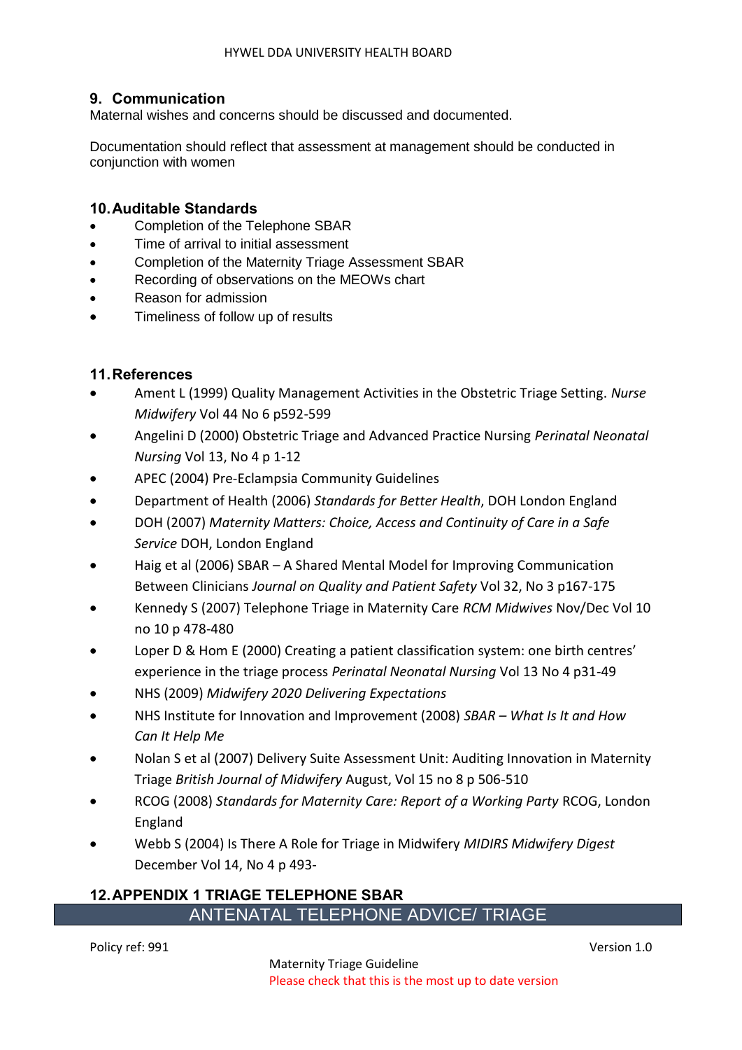## 9. Communication

Maternal wishes and concerns should be discussed and documented.

Documentation should reflect that assessment at management should be conducted in conjunction with women

## 10. Auditable Standards

- Completion of the Telephone SBAR
- Time of arrival to initial assessment
- Completion of the Maternity Triage Assessment SBAR
- Recording of observations on the MEOWs chart
- Reason for admission
- Timeliness of follow up of results

## 11. References

- Ament L (1999) Quality Management Activities in the Obstetric Triage Setting. *Nurse Midwifery* Vol 44 No 6 p592-599
- Angelini D (2000) Obstetric Triage and Advanced Practice Nursing *Perinatal Neonatal Nursing* Vol 13, No 4 p 1-12
- APEC (2004) Pre-Eclampsia Community Guidelines
- Department of Health (2006) *Standards for Better Health*, DOH London England
- DOH (2007) *Maternity Matters: Choice, Access and Continuity of Care in a Safe Service* DOH, London England
- Haig et al (2006) SBAR – A Shared Mental Model for Improving Communication Between Clinicians *Journal on Quality and Patient Safety* Vol 32, No 3 p167-175
- Kennedy S (2007) Telephone Triage in Maternity Care *RCM Midwives* Nov/Dec Vol 10 no 10 p 478-480
- Loper D & Hom E (2000) Creating a patient classification system: one birth centres' experience in the triage process *Perinatal Neonatal Nursing* Vol 13 No 4 p31-49
- NHS (2009) *Midwifery 2020 Delivering Expectations*
- NHS Institute for Innovation and Improvement (2008) *SBAR – What Is It and How Can It Help Me*
- Nolan S et al (2007) Delivery Suite Assessment Unit: Auditing Innovation in Maternity Triage *British Journal of Midwifery* August, Vol 15 no 8 p 506-510
- RCOG (2008) *Standards for Maternity Care: Report of a Working Party* RCOG, London England
- Webb S (2004) Is There A Role for Triage in Midwifery *MIDIRS Midwifery Digest* December Vol 14, No 4 p 493-

## 12. APPENDIX 1 TRIAGE TELEPHONE SBAR

| ANTENATAL TELEPHONE ADVICE/ TRIAGE |
| --- |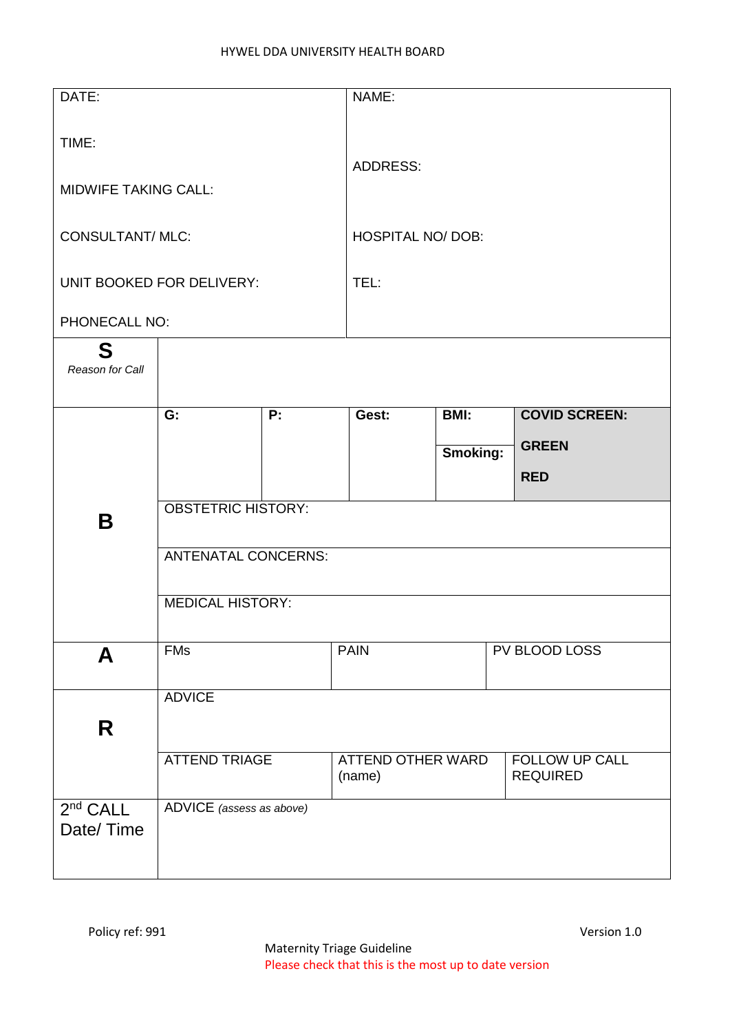HYWEL DDA UNIVERSITY HEALTH BOARD

| DATE: | NAME: |
|---|---|
| TIME: | ADDRESS: |
| MIDWIFE TAKING CALL: | |
| CONSULTANT/ MLC: | HOSPITAL NO/ DOB: |
| UNIT BOOKED FOR DELIVERY: | TEL: |
| PHONECALL NO: | |

| | | | | | |
|---|---|---|---|---|---|
| **S** *Reason for Call* | | | | | |
| **B** | **G:** | **P:** | **Gest:** | **BMI:** / **Smoking:** | **COVID SCREEN:** **GREEN** **RED** |
| | OBSTETRIC HISTORY: | | | | |
| | ANTENATAL CONCERNS: | | | | |
| | MEDICAL HISTORY: | | | | |
| **A** | FMs | | PAIN | | PV BLOOD LOSS |
| **R** | ADVICE | | | | |
| | ATTEND TRIAGE | | ATTEND OTHER WARD (name) | | FOLLOW UP CALL REQUIRED |
| 2nd CALL Date/ Time | ADVICE *(assess as above)* | | | | |

Policy ref: 991

Version 1.0

Maternity Triage Guideline

Please check that this is the most up to date version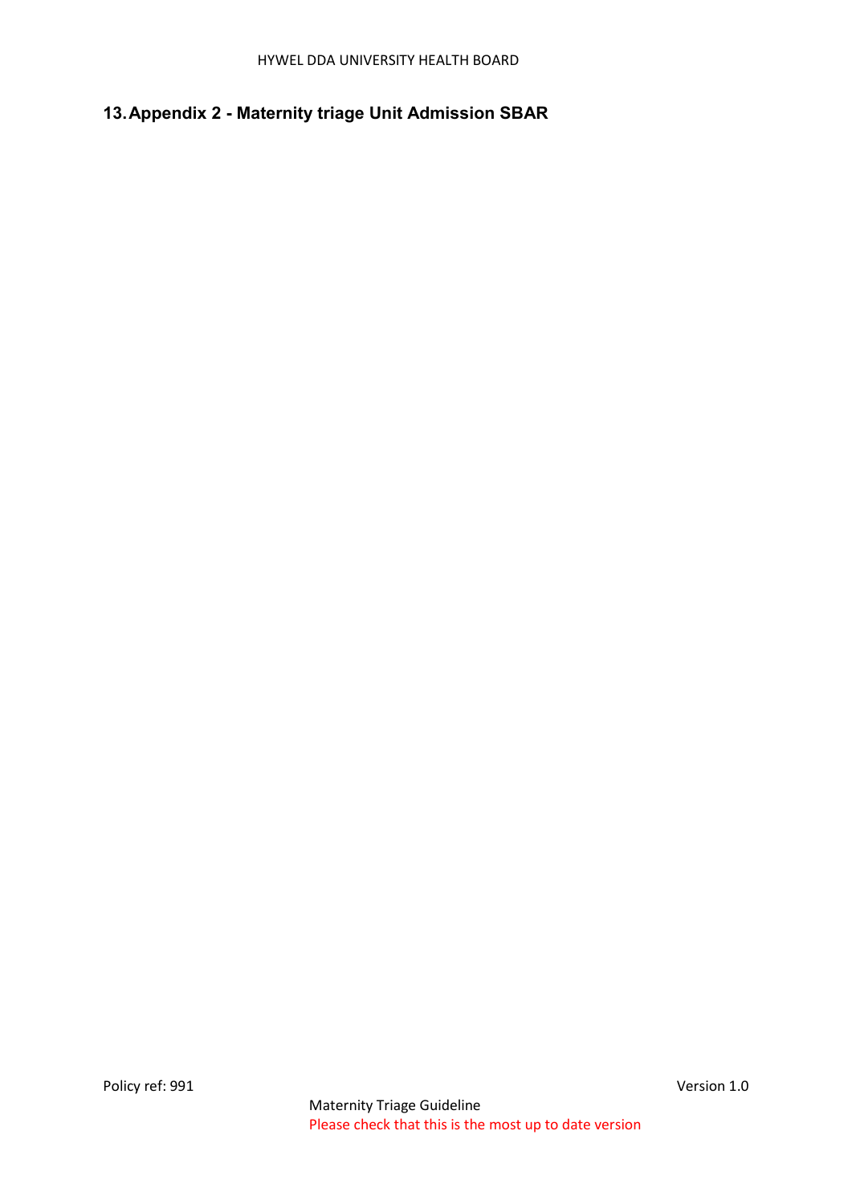## 13. Appendix 2 - Maternity triage Unit Admission SBAR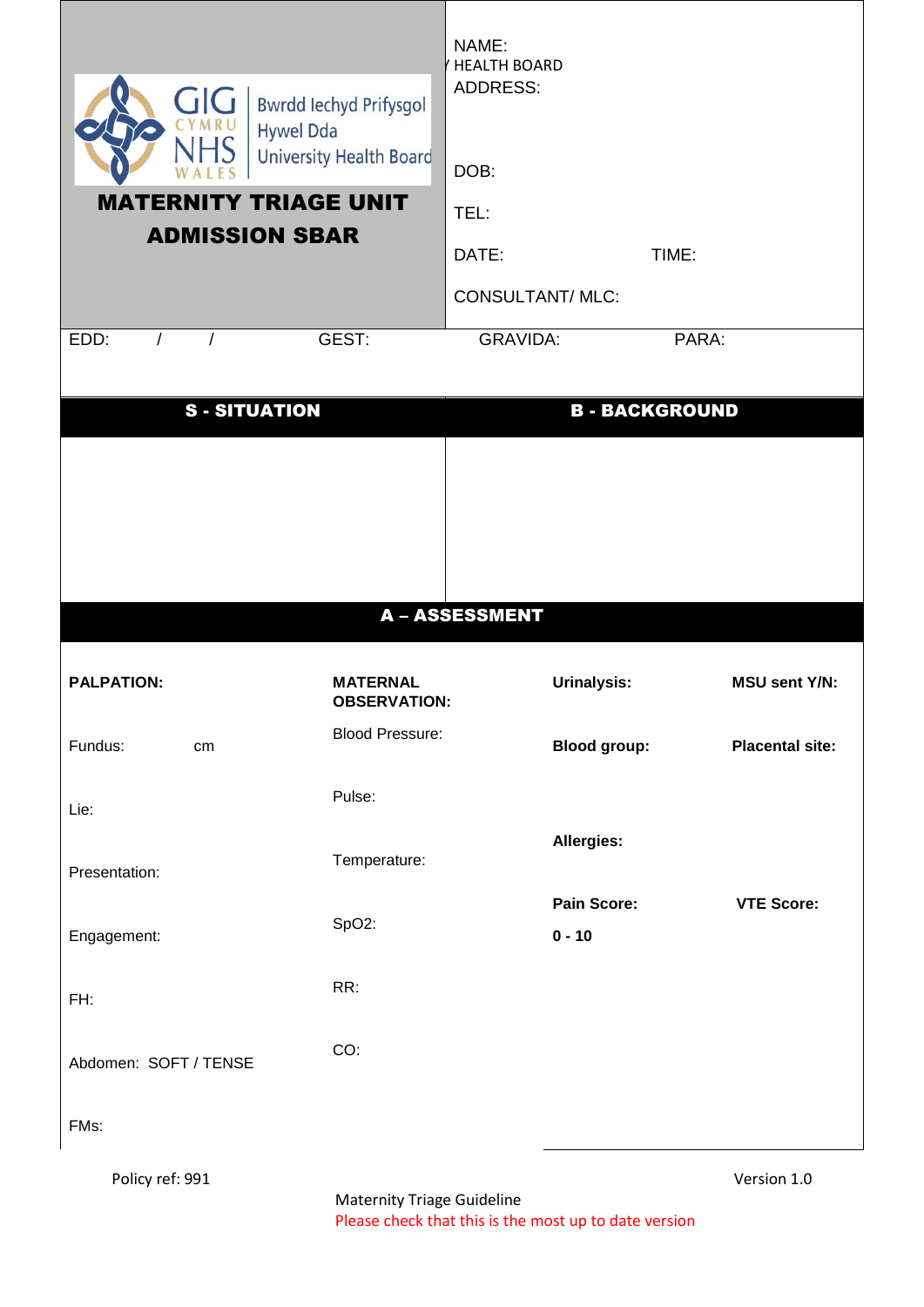Bwrdd Iechyd Prifysgol Hywel Dda University Health Board

GIG CYMRU NHS WALES

## MATERNITY TRIAGE UNIT ADMISSION SBAR

NAME:

HEALTH BOARD

ADDRESS:

DOB:

TEL:

DATE: TIME:

CONSULTANT/ MLC:

EDD: / / GEST: GRAVIDA: PARA:

| S - SITUATION | B - BACKGROUND |
|---|---|
| | |

## A – ASSESSMENT

| **PALPATION:** | **MATERNAL OBSERVATION:** | **Urinalysis:** | **MSU sent Y/N:** |
|---|---|---|---|
| Fundus: cm | Blood Pressure: | **Blood group:** | **Placental site:** |
| Lie: | Pulse: | | |
| Presentation: | Temperature: | **Allergies:** | |
| Engagement: | SpO2: | **Pain Score: 0 - 10** | **VTE Score:** |
| FH: | RR: | | |
| Abdomen: SOFT / TENSE | CO: | | |
| FMs: | | | |

Policy ref: 991

Version 1.0

Maternity Triage Guideline

Please check that this is the most up to date version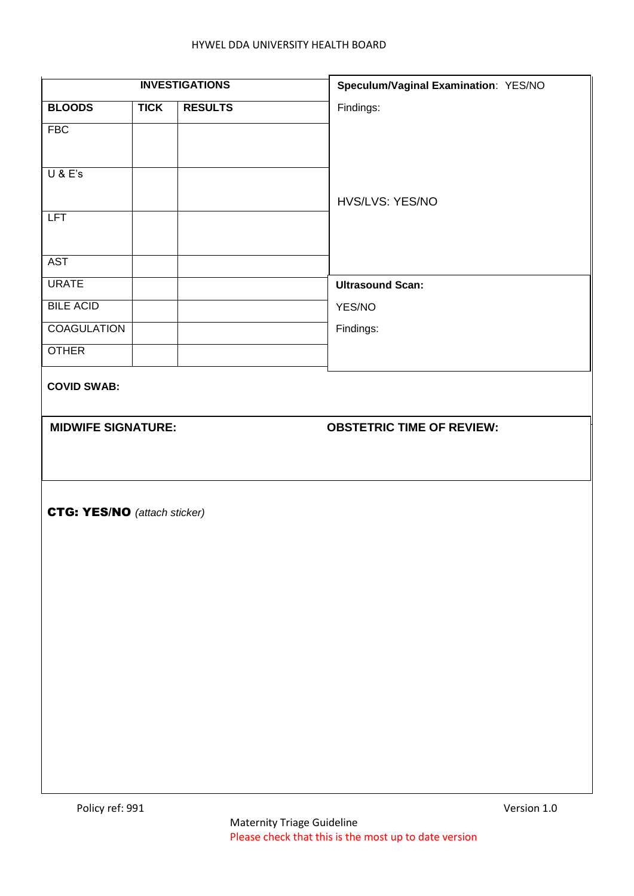| INVESTIGATIONS | | |
|---|---|---|
| **BLOODS** | **TICK** | **RESULTS** |
| FBC | | |
| U & E's | | |
| LFT | | |
| AST | | |
| URATE | | |
| BILE ACID | | |
| COAGULATION | | |
| OTHER | | |

**Speculum/Vaginal Examination**: YES/NO

Findings:

HVS/LVS: YES/NO

**Ultrasound Scan:**

YES/NO

Findings:

**COVID SWAB:**

**MIDWIFE SIGNATURE:**

**OBSTETRIC TIME OF REVIEW:**

**CTG: YES/NO** *(attach sticker)*

Policy ref: 991

Version 1.0

Maternity Triage Guideline

Please check that this is the most up to date version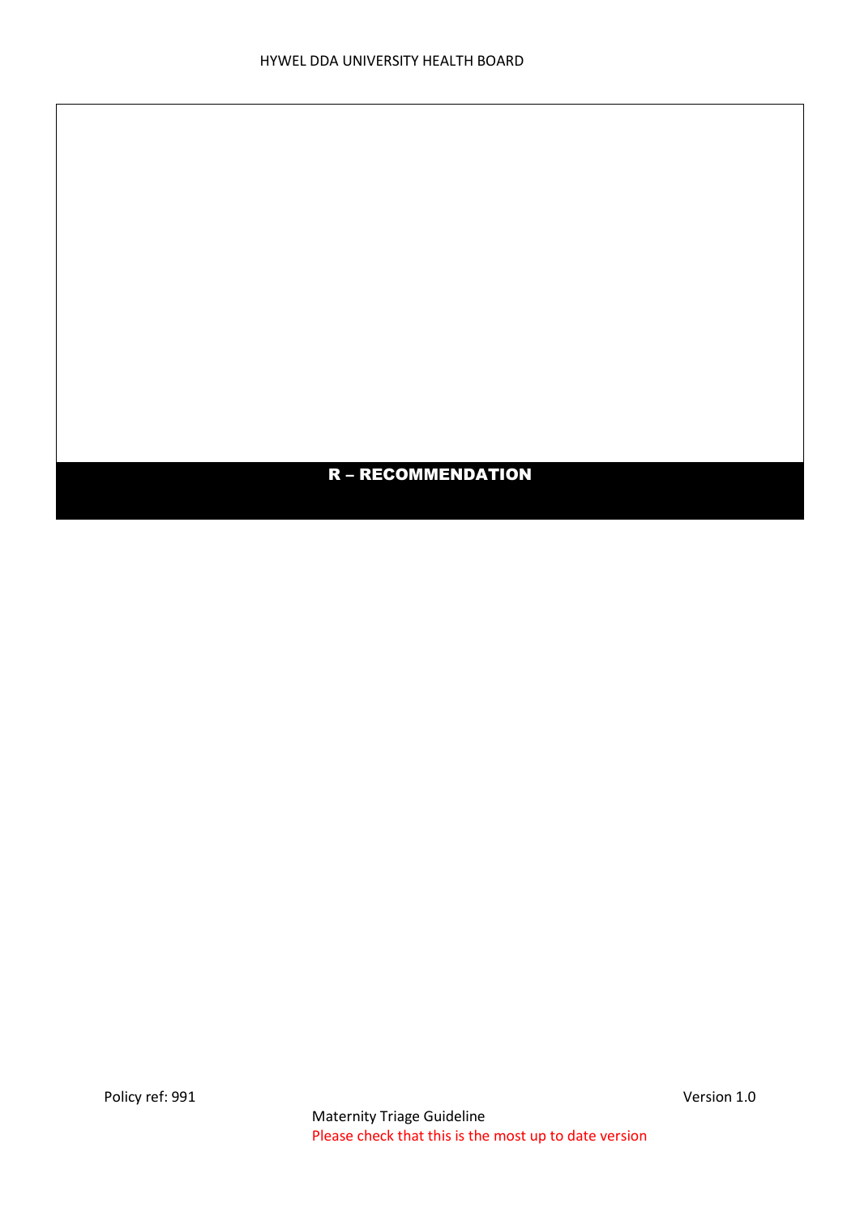| |
|---|
| |
| **R – RECOMMENDATION** |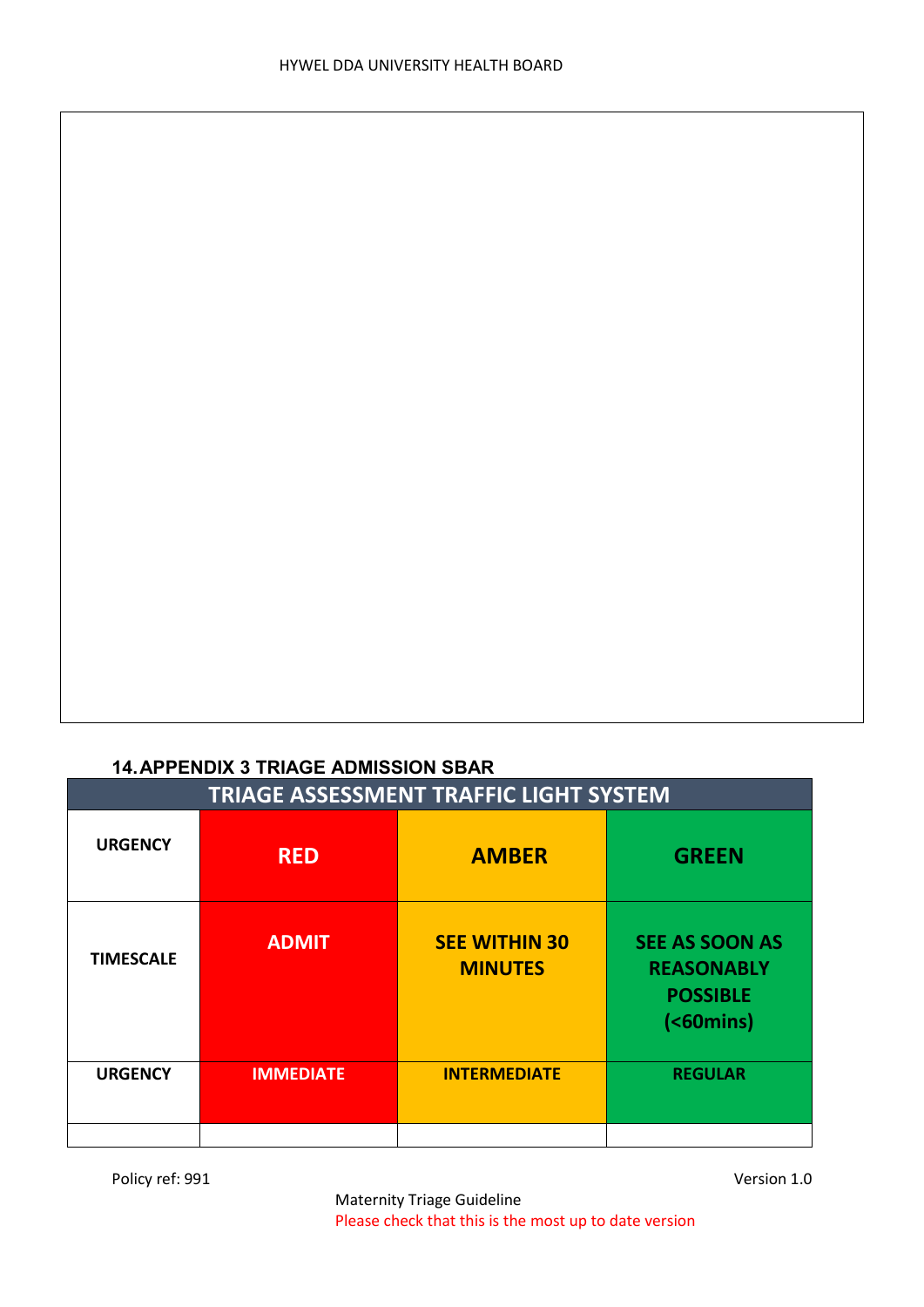## 14. APPENDIX 3 TRIAGE ADMISSION SBAR

| TRIAGE ASSESSMENT TRAFFIC LIGHT SYSTEM | | | |
|---|---|---|---|
| **URGENCY** | **RED** | **AMBER** | **GREEN** |
| **TIMESCALE** | **ADMIT** | **SEE WITHIN 30 MINUTES** | **SEE AS SOON AS REASONABLY POSSIBLE (<60mins)** |
| **URGENCY** | **IMMEDIATE** | **INTERMEDIATE** | **REGULAR** |
| | | | |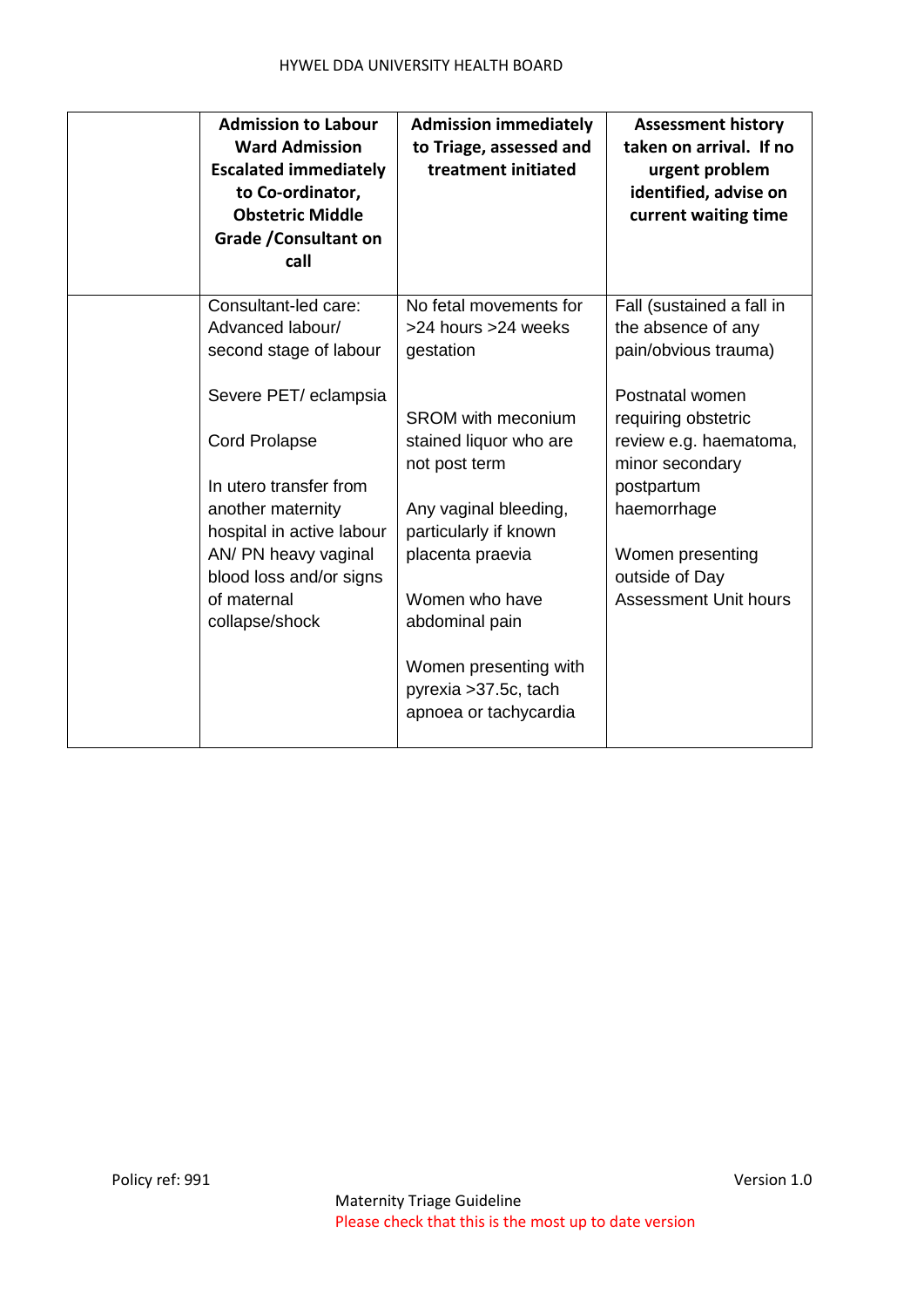| | Admission to Labour Ward Admission Escalated immediately to Co-ordinator, Obstetric Middle Grade /Consultant on call | Admission immediately to Triage, assessed and treatment initiated | Assessment history taken on arrival. If no urgent problem identified, advise on current waiting time |
|---|---|---|---|
| | Consultant-led care: Advanced labour/ second stage of labour<br><br>Severe PET/ eclampsia<br><br>Cord Prolapse<br><br>In utero transfer from another maternity hospital in active labour<br>AN/ PN heavy vaginal blood loss and/or signs of maternal collapse/shock | No fetal movements for >24 hours >24 weeks gestation<br><br>SROM with meconium stained liquor who are not post term<br><br>Any vaginal bleeding, particularly if known placenta praevia<br><br>Women who have abdominal pain<br><br>Women presenting with pyrexia >37.5c, tach apnoea or tachycardia | Fall (sustained a fall in the absence of any pain/obvious trauma)<br><br>Postnatal women requiring obstetric review e.g. haematoma, minor secondary postpartum haemorrhage<br><br>Women presenting outside of Day Assessment Unit hours |